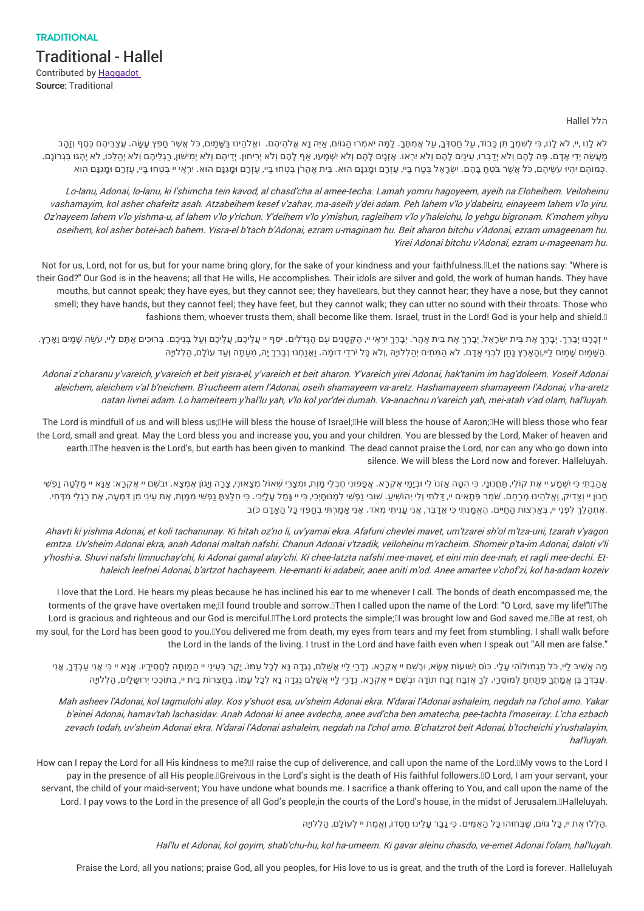TRADITIONAL

# Traditional - Hallel

Contributed by Haggadot

Source: Traditional

הלל Hallel

לֹא לָנוּ ,יי, לֹא לָנוּ, כִּי לְשִׁמְךָ תֵּן כָּבוֹד, עַל חַסְדְּךָ, עַל אֲמִתֶּךָ. לָמָּה יֹאמְרוּ הַגּוֹיִם, אַיֵּה נָא אֱלֹהֵיהֶם. וֵאלֹהֵינוּ בַּשָּׁמַיִם, כֹּל אֲשֶׁר חָפֵץ עָשָׂה. עֲצַבֵּיהֶם כֶּסֶף וְזָהָב מַעֲשֵׂה יְדֵי אָדָם. פֶּה לָהֶם וְלֹא יְדַבֵּרוּ, עֵינַיִם לָהֶם וְלֹא יִרְאוּ. אָזְנַיִם לָהֶם וְלֹא יִשְׁמָעוּ, אַף לָהֶם וְלֹא יְרִיחוּן. יְדֵיהֶם וְלֹא יְמִישׁוּן, רַגְלֵיהֶם וְלֹא יְהַלֵּכוּ, לֹא יֶהְגּוּ בִּגְרוֹנָם. כְּמוֹהֶם יִהְיוּ עֹשֵׂיהֶם, כֹּל אֲשֶׁר בֹּטֵחַ בָּהֶם. יִשְׂרָאֵל בְּטַח בַּיי, עֶזְרָם וּמָגִנָּם הוּא. בֵּית אַהֲרֹן בִּטְחוּ בַיי, עֶזְרָם וּמָגִנָּם הוּא. יִרְאֵי יי בִּטְחוּ בַיי, עֶזְרָם וּמָגִנָּם הוּא.

*Lo-lanu, Adonai, lo-lanu, ki l'shimcha tein kavod, al chasd'cha al amee-techa. Lamah yomru hagoyeem, ayeih na Eloheihem. Veiloheinu vashamayim, kol asher chafeitz asah. Atzabeihem kesef v'zahav, ma-aseih y'dei adam. Peh lahem v'lo y'dabeiru, einayeem lahem v'lo yiru. Oz'nayeem lahem v'lo yishma-u, af lahem v'lo y'richun. Y'deihem v'lo y'mishun, ragleihem v'lo y'haleichu, lo yehgu bigronam. K'mohem yihyu oseihem, kol asher botei-ach bahem. Yisra-el b'tach b'Adonai, ezram u-maginam hu. Beit aharon bitchu v'Adonai, ezram umageenam hu. Yirei Adonai bitchu v'Adonai, ezram u-mageenam hu.*

Not for us, Lord, not for us, but for your name bring glory, for the sake of your kindness and your faithfulness. Let the nations say: "Where is their God?" Our God is in the heavens; all that He wills, He accomplishes. Their idols are silver and gold, the work of human hands. They have mouths, but cannot speak; they have eyes, but they cannot see; they have ears, but they cannot hear; they have a nose, but they cannot smell; they have hands, but they cannot feel; they have feet, but they cannot walk; they can utter no sound with their throats. Those who fashions them, whoever trusts them, shall become like them. Israel, trust in the Lord! God is your help and shield.

יי זְכָרָנוּ יְבָרֵךְ. יְבָרֵךְ אֶת בֵּית יִשְׂרָאֵל, יְבָרֵךְ אֶת בֵּית אַהֲרֹן. יְבָרֵךְ יִרְאֵי יי, הַקְּטַנִּים עִם הַגְּדֹלִים. יֹסֵף יי עֲלֵיכֶם, עֲלֵיכֶם וְעַל בְּנֵיכֶם. בְּרוּכִים אַתֶּם לַיי, עֹשֵׂה שָׁמַיִם וָאָרֶץ. הַשָּׁמַיִם שָׁמַיִם לַיי,וְהָאָרֶץ נָתַן לִבְנֵי אָדָם. לֹא הַמֵּתִים יְהַלְלוּיָהּ ,וְלֹא כָּל יֹרְדֵי דוּמָה. וַאֲנַחְנוּ נְבָרֵךְ יָהּ, מֵעַתָּה וְעַד עוֹלָם, הַלְלוּיָהּ.

*Adonai z'charanu y'vareich, y'vareich et beit yisra-el, y'vareich et beit aharon. Y'vareich yirei Adonai, hak'tanim im hag'doleem. Yoseif Adonai aleichem, aleichem v'al b'neichem. B'rucheem atem l'Adonai, oseih shamayeem va-aretz. Hashamayeem shamayeem l'Adonai, v'ha-aretz natan livnei adam. Lo hameiteem y'hal'lu yah, v'lo kol yor'dei dumah. Va-anachnu n'vareich yah, mei-atah v'ad olam, hal'luyah.*

The Lord is mindful of us and will bless us; He will bless the house of Israel; He will bless the house of Aaron; He will bless those who fear the Lord, small and great. May the Lord bless you and increase you, you and your children. You are blessed by the Lord, Maker of heaven and earth. The heaven is the Lord's, but earth has been given to mankind. The dead cannot praise the Lord, nor can any who go down into silence. We will bless the Lord now and forever. Halleluyah.

אָהַבְתִּי כִּי יִשְׁמַע יי אֶת קוֹלִי, תַּחֲנוּנָי. כִּי הִטָּה אָזְנוֹ לִי וּבְיָמַי אֶקְרָא. אֲפָפוּנִי חֶבְלֵי מָוֶת, וּמְצָרֵי שְׁאוֹל מְצָאוּנִי, צָרָה וְיָגוֹן אֶמְצָא. וּבְשֵׁם יי אֶקְרָא: אָנָּא יי מַלְּטָה נַפְשִׁי חַנּוּן יי וְצַדִּיק, וֵאלֹהֵינוּ מְרַחֵם. שֹׁמֵר פְּתָאִים יי, דַּלֹּתִי וְלִי יְהוֹשִׁיעַ. שׁוּבִי נַפְשִׁי לִמְנוּחָיְכִי, כִּי יי גָּמַל עָלָיְכִי. כִּי חִלַּצְתָּ נַפְשִׁי מִמָּוֶת, אֶת עֵינִי מִן דִּמְעָה, אֶת רַגְלִי מִדֶּחִי. אֶתְהַלֵּךְ לִפְנֵי יי, בְּאַרְצוֹת הַחַיִּים. הֶאֱמַנְתִּי כִּי אֲדַבֵּר, אֲנִי עָנִיתִי מְאֹד. אֲנִי אָמַרְתִּי בְחָפְזִי כָּל הָאָדָם כֹּזֵב.

*Ahavti ki yishma Adonai, et koli tachanunay. Ki hitah oz'no li, uv'yamai ekra. Afafuni chevlei mavet, um'tzarei sh'ol m'tza-uni, tzarah v'yagon emtza. Uv'sheim Adonai ekra, anah Adonai maltah nafshi. Chanun Adonai v'tzadik, veiloheinu m'racheim. Shomeir p'ta-im Adonai, daloti v'li y'hoshi-a. Shuvi nafshi limnuchay'chi, ki Adonai gamal alay'chi. Ki chee-latzta nafshi mee-mavet, et eini min dee-mah, et ragli mee-dechi. Et-haleich leefnei Adonai, b'artzot hachayeem. He-emanti ki adabeir, anee aniti m'od. Anee amartee v'chof'zi, kol ha-adam kozeiv*

I love that the Lord. He hears my pleas because he has inclined his ear to me whenever I call. The bonds of death encompassed me, the torments of the grave have overtaken me; I found trouble and sorrow. Then I called upon the name of the Lord: "O Lord, save my life!" The Lord is gracious and righteous and our God is merciful. The Lord protects the simple; I was brought low and God saved me. Be at rest, oh my soul, for the Lord has been good to you. You delivered me from death, my eyes from tears and my feet from stumbling. I shall walk before the Lord in the lands of the living. I trust in the Lord and have faith even when I speak out "All men are false."

מָה אָשִׁיב לַיי, כָּל תַּגְמוּלוֹהִי עָלָי. כּוֹס יְשׁוּעוֹת אֶשָּׂא, וּבְשֵׁם יי אֶקְרָא. נְדָרַי לַיי אֲשַׁלֵּם, נֶגְדָה נָּא לְכָל עַמּוֹ. יָקָר בְּעֵינֵי יי הַמָּוְתָה לַחֲסִידָיו. אָנָּא יי כִּי אֲנִי עַבְדֶּךָ, אֲנִי עַבְדְּךָ בֶּן אֲמָתֶךָ פִּתַּחְתָּ לְמוֹסֵרָי. לְךָ אֶזְבַּח זֶבַח תּוֹדָה וּבְשֵׁם יי אֶקְרָא. נְדָרַי לַיי אֲשַׁלֵּם נֶגְדָה נָּא לְכָל עַמּוֹ. בְּחַצְרוֹת בֵּית יי, בְּתוֹכֵכִי יְרוּשָׁלָיִם, הַלְלוּיָהּ.

*Mah asheev l'Adonai, kol tagmulohi alay. Kos y'shuot esa, uv'sheim Adonai ekra. N'darai l'Adonai ashaleim, negdah na l'chol amo. Yakar b'einei Adonai, hamav'tah lachasidav. Anah Adonai ki anee avdecha, anee avd'cha ben amatecha, pee-tachta l'moseiray. L'cha ezbach zevach todah, uv'sheim Adonai ekra. N'darai l'Adonai ashaleim, negdah na l'chol amo. B'chatzrot beit Adonai, b'tocheichi y'rushalayim, hal'luyah.*

How can I repay the Lord for all His kindness to me? I raise the cup of deliverence, and call upon the name of the Lord. My vows to the Lord I pay in the presence of all His people. Greivous in the Lord's sight is the death of His faithful followers. O Lord, I am your servant, your servant, the child of your maid-servant; You have undone what bounds me. I sacrifice a thank offering to You, and call upon the name of the Lord. I pay vows to the Lord in the presence of all God's people,in the courts of the Lord's house, in the midst of Jerusalem. Halleluyah.

הַלְלוּ אֶת יי, כָּל גּוֹיִם, שַׁבְּחוּהוּ כָּל הָאֻמִּים. כִּי גָבַר עָלֵינוּ חַסְדּוֹ, וֶאֱמֶת יי לְעוֹלָם, הַלְלוּיָהּ.

*Hal'lu et Adonai, kol goyim, shab'chu-hu, kol ha-umeem. Ki gavar aleinu chasdo, ve-emet Adonai l'olam, hal'luyah.*

Praise the Lord, all you nations; praise God, all you peoples, for His love to us is great, and the truth of the Lord is forever. Halleluyah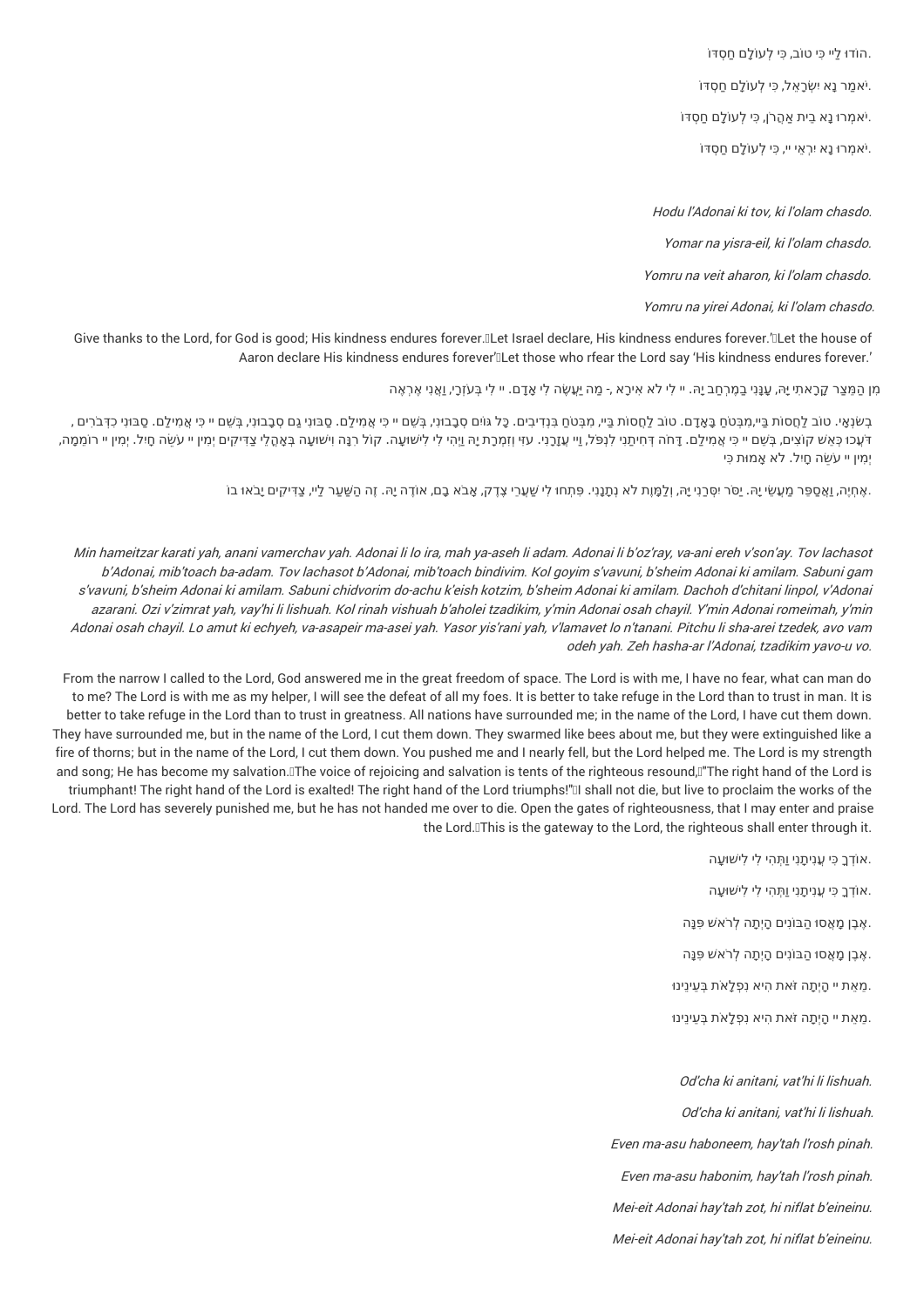.הוֹדוּ לַיי כִּי טוֹב, כִּי לְעוֹלָם חַסְדּוֹ

.יֹאמַר נָא יִשְׂרָאֵל, כִּי לְעוֹלָם חַסְדּוֹ

.יֹאמְרוּ נָא בֵית אַהֲרֹן, כִּי לְעוֹלָם חַסְדּוֹ

.יֹאמְרוּ נָא יִרְאֵי יי, כִּי לְעוֹלָם חַסְדּוֹ

*Hodu l'Adonai ki tov, ki l'olam chasdo.*

*Yomar na yisra-eil, ki l'olam chasdo.*

*Yomru na veit aharon, ki l'olam chasdo.*

*Yomru na yirei Adonai, ki l'olam chasdo.*

Give thanks to the Lord, for God is good; His kindness endures forever. Let Israel declare, His kindness endures forever.' Let the house of Aaron declare His kindness endures forever' Let those who rfear the Lord say 'His kindness endures forever.'

מִן הַמֵּצַר קָרָאתִי יָּהּ, עָנָנִי בַמֶּרְחָב יָהּ. יי לִי לֹא אִירָא, - מַה יַּעֲשֶׂה לִי אָדָם. יי לִי בְּעֹזְרָי, וַאֲנִי אֶרְאֶה

בְשֹׂנְאָי. טוֹב לַחֲסוֹת בַּיי,מִבְּטֹחַ בָּאָדָם. טוֹב לַחֲסוֹת בַּיי, מִבְּטֹחַ בִּנְדִיבִים. כָּל גּוֹיִם סְבָבוּנִי, בְּשֵׁם יי כִּי אֲמִילַם. סַבּוּנִי גַם סְבָבוּנִי, בְּשֵׁם יי כִּי אֲמִילַם. סַבּוּנִי כִדְבֹרִים , דֹּעֲכוּ כְּאֵשׁ קוֹצִים, בְּשֵׁם יי כִּי אֲמִילַם. דַּחֹה דְחִיתַנִי לִנְפֹּל, וַיי עֲזָרָנִי. עָזִּי וְזִמְרָת יָהּ וַיְהִי לִי לִישׁוּעָה. קוֹל רִנָּה וִישׁוּעָה בְּאָהֳלֵי צַדִּיקִים יְמִין יי עֹשָׂה חָיִל. יְמִין יי רוֹמֵמָה, יְמִין יי עֹשָׂה חָיִל. לֹא אָמוּת כִּי

.אֶחְיֶה, וַאֲסַפֵּר מַעֲשֵׂי יָהּ. יַסֹּר יִסְּרַנִּי יָּהּ, וְלַמָּוֶת לֹא נְתָנָנִי. פִּתְחוּ לִי שַׁעֲרֵי צֶדֶק, אָבֹא בָם, אוֹדֶה יָהּ. זֶה הַשַּׁעַר לַיי, צַדִּיקִים יָבֹאוּ בוֹ

*Min hameitzar karati yah, anani vamerchav yah. Adonai li lo ira, mah ya-aseh li adam. Adonai li b'oz'ray, va-ani ereh v'son'ay. Tov lachasot b'Adonai, mib'toach ba-adam. Tov lachasot b'Adonai, mib'toach bindivim. Kol goyim s'vavuni, b'sheim Adonai ki amilam. Sabuni gam s'vavuni, b'sheim Adonai ki amilam. Sabuni chidvorim do-achu k'eish kotzim, b'sheim Adonai ki amilam. Dachoh d'chitani linpol, v'Adonai azarani. Ozi v'zimrat yah, vay'hi li lishuah. Kol rinah vishuah b'aholei tzadikim, y'min Adonai osah chayil. Y'min Adonai romeimah, y'min Adonai osah chayil. Lo amut ki echyeh, va-asapeir ma-asei yah. Yasor yis'rani yah, v'lamavet lo n'tanani. Pitchu li sha-arei tzedek, avo vam odeh yah. Zeh hasha-ar l'Adonai, tzadikim yavo-u vo.*

From the narrow I called to the Lord, God answered me in the great freedom of space. The Lord is with me, I have no fear, what can man do to me? The Lord is with me as my helper, I will see the defeat of all my foes. It is better to take refuge in the Lord than to trust in man. It is better to take refuge in the Lord than to trust in greatness. All nations have surrounded me; in the name of the Lord, I have cut them down. They have surrounded me, but in the name of the Lord, I cut them down. They swarmed like bees about me, but they were extinguished like a fire of thorns; but in the name of the Lord, I cut them down. You pushed me and I nearly fell, but the Lord helped me. The Lord is my strength and song; He has become my salvation. The voice of rejoicing and salvation is tents of the righteous resound, "The right hand of the Lord is triumphant! The right hand of the Lord is exalted! The right hand of the Lord triumphs!" I shall not die, but live to proclaim the works of the Lord. The Lord has severely punished me, but he has not handed me over to die. Open the gates of righteousness, that I may enter and praise the Lord. This is the gateway to the Lord, the righteous shall enter through it.

.אוֹדְךָ כִּי עֲנִיתָנִי וַתְּהִי לִי לִישׁוּעָה

.אוֹדְךָ כִּי עֲנִיתָנִי וַתְּהִי לִי לִישׁוּעָה

.אֶבֶן מָאֲסוּ הַבּוֹנִים הָיְתָה לְרֹאשׁ פִּנָּה

.אֶבֶן מָאֲסוּ הַבּוֹנִים הָיְתָה לְרֹאשׁ פִּנָּה

.מֵאֵת יי הָיְתָה זֹּאת הִיא נִפְלָאת בְּעֵינֵינוּ

.מֵאֵת יי הָיְתָה זֹּאת הִיא נִפְלָאת בְּעֵינֵינוּ

*Od'cha ki anitani, vat'hi li lishuah.*

*Od'cha ki anitani, vat'hi li lishuah.*

*Even ma-asu haboneem, hay'tah l'rosh pinah.*

*Even ma-asu habonim, hay'tah l'rosh pinah.*

*Mei-eit Adonai hay'tah zot, hi niflat b'eineinu.*

*Mei-eit Adonai hay'tah zot, hi niflat b'eineinu.*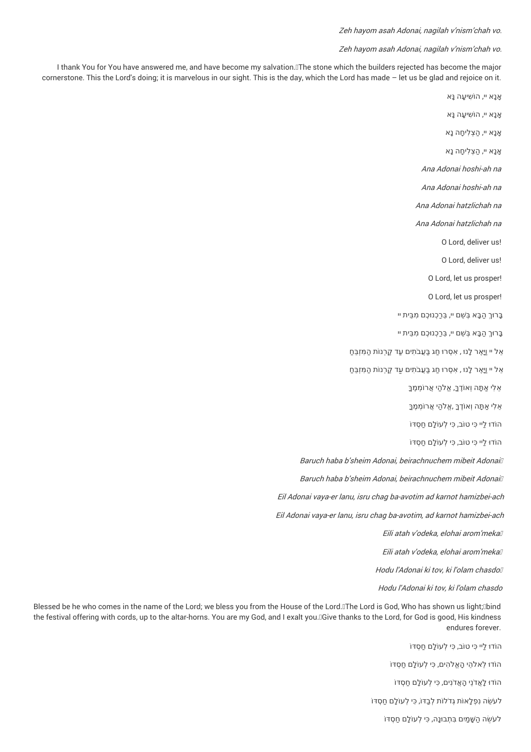*Zeh hayom asah Adonai, nagilah v'nism'chah vo.*

*Zeh hayom asah Adonai, nagilah v'nism'chah vo.*

I thank You for You have answered me, and have become my salvation. The stone which the builders rejected has become the major cornerstone. This the Lord's doing; it is marvelous in our sight. This is the day, which the Lord has made – let us be glad and rejoice on it.

אָנָא יי, הוֹשִׁיעָה נָּא

אָנָא יי, הוֹשִׁיעָה נָּא

אָנָא יי, הַצְלִיחָה נָא

אָנָא יי, הַצְלִיחָה נָא

*Ana Adonai hoshi-ah na*

*Ana Adonai hoshi-ah na*

*Ana Adonai hatzlichah na*

*Ana Adonai hatzlichah na*

O Lord, deliver us!

O Lord, deliver us!

O Lord, let us prosper!

O Lord, let us prosper!

בָּרוּךְ הַבָּא בְּשֵׁם יי, בֵּרַכְנוּכֶם מִבֵּית יי

בָּרוּךְ הַבָּא בְּשֵׁם יי, בֵּרַכְנוּכֶם מִבֵּית יי

אֵל יי וַיָּאֶר לָנוּ , אִסְרוּ חַג בַּעֲבֹתִים עַד קַרְנוֹת הַמִּזְבֵּחַ

אֵל יי וַיָּאֶר לָנוּ , אִסְרוּ חַג בַּעֲבֹתִים עַד קַרְנוֹת הַמִּזְבֵּחַ

אֵלִי אַתָּה וְאוֹדֶךָּ, אֱלֹהַי אֲרוֹמְמֶךָּ

אֵלִי אַתָּה וְאוֹדֶךָּ ,אֱלֹהַי אֲרוֹמְמֶךָּ

הוֹדוּ לַיי כִּי טוֹב, כִּי לְעוֹלָם חַסְדּוֹ

הוֹדוּ לַיי כִּי טוֹב, כִּי לְעוֹלָם חַסְדּוֹ

*Baruch haba b'sheim Adonai, beirachnuchem mibeit Adonai*

*Baruch haba b'sheim Adonai, beirachnuchem mibeit Adonai*

*Eil Adonai vaya-er lanu, isru chag ba-avotim ad karnot hamizbei-ach*

*Eil Adonai vaya-er lanu, isru chag ba-avotim, ad karnot hamizbei-ach*

*Eili atah v'odeka, elohai arom'meka*

*Eili atah v'odeka, elohai arom'meka*

*Hodu l'Adonai ki tov, ki l'olam chasdo*

*Hodu l'Adonai ki tov, ki l'olam chasdo*

Blessed be he who comes in the name of the Lord; we bless you from the House of the Lord. The Lord is God, Who has shown us light; bind the festival offering with cords, up to the altar-horns. You are my God, and I exalt you. Give thanks to the Lord, for God is good, His kindness endures forever.

הוֹדוּ לַיי כִּי טוֹב, כִּי לְעוֹלָם חַסְדּוֹ

הוֹדוּ לֵאלֹהֵי הָאֱלֹהִים, כִּי לְעוֹלָם חַסְדּוֹ

הוֹדוּ לַאֲדֹנֵי הָאֲדֹנִים, כִּי לְעוֹלָם חַסְדּוֹ

לְעֹשֵׂה נִפְלָאוֹת גְּדֹלוֹת לְבַדּוֹ, כִּי לְעוֹלָם חַסְדּוֹ

לְעֹשֵׂה הַשָּׁמַיִם בִּתְבוּנָה, כִּי לְעוֹלָם חַסְדּוֹ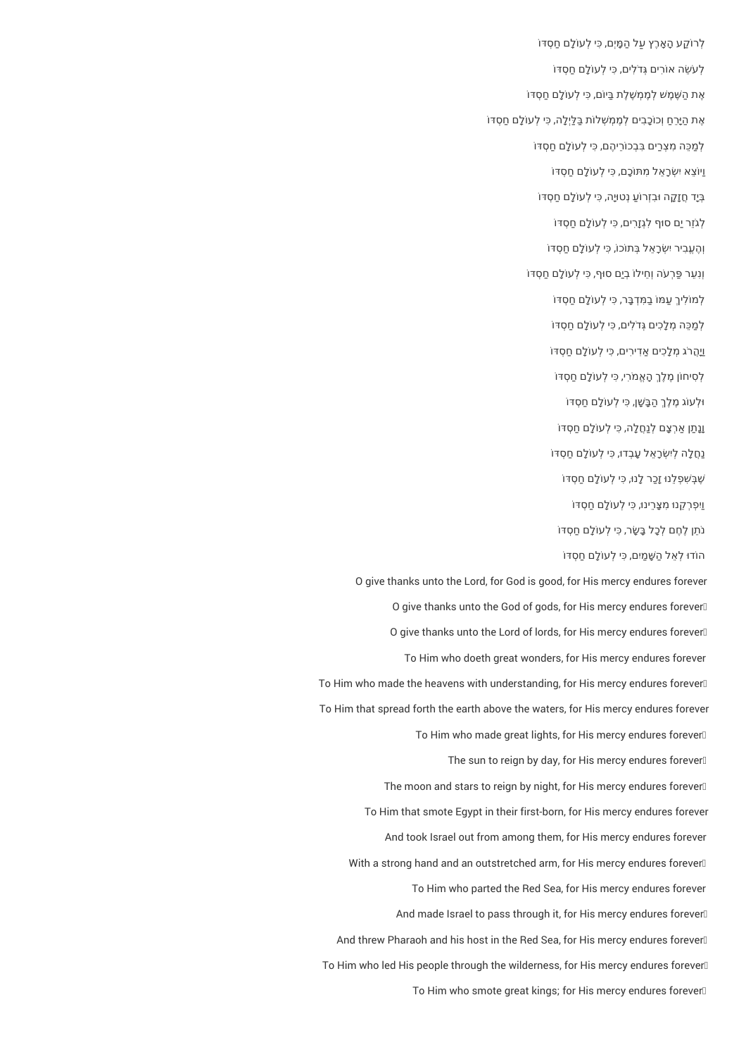לְרוֹקַע הָאָרֶץ עַל הַמָּיִם, כִּי לְעוֹלָם חַסְדּוֹ

לְעֹשֵׂה אוֹרִים גְּדֹלִים, כִּי לְעוֹלָם חַסְדּוֹ

אֶת הַשֶּׁמֶשׁ לְמֶמְשֶׁלֶת בַּיּוֹם, כִּי לְעוֹלָם חַסְדּוֹ

אֶת הַיָּרֵחַ וְכוֹכָבִים לְמֶמְשְׁלוֹת בַּלָּיְלָה, כִּי לְעוֹלָם חַסְדּוֹ

לְמַכֵּה מִצְרַיִם בִּבְכוֹרֵיהֶם, כִּי לְעוֹלָם חַסְדּוֹ

וַיּוֹצֵא יִשְׂרָאֵל מִתּוֹכָם, כִּי לְעוֹלָם חַסְדּוֹ

בְּיָד חֲזָקָה וּבִזְרוֹעַ נְטוּיָה, כִּי לְעוֹלָם חַסְדּוֹ

לְגֹזֵר יַם סוּף לִגְזָרִים, כִּי לְעוֹלָם חַסְדּוֹ

וְהֶעֱבִיר יִשְׂרָאֵל בְּתוֹכוֹ, כִּי לְעוֹלָם חַסְדּוֹ

וְנִעֵר פַּרְעֹה וְחֵילוֹ בְיַם סוּף, כִּי לְעוֹלָם חַסְדּוֹ

לְמוֹלִיךְ עַמּוֹ בַּמִּדְבָּר, כִּי לְעוֹלָם חַסְדּוֹ

לְמַכֵּה מְלָכִים גְּדֹלִים, כִּי לְעוֹלָם חַסְדּוֹ

וַיַּהֲרֹג מְלָכִים אַדִּירִים, כִּי לְעוֹלָם חַסְדּוֹ

לְסִיחוֹן מֶלֶךְ הָאֱמֹרִי, כִּי לְעוֹלָם חַסְדּוֹ

וּלְעוֹג מֶלֶךְ הַבָּשָׁן, כִּי לְעוֹלָם חַסְדּוֹ

וְנָתַן אַרְצָם לְנַחֲלָה, כִּי לְעוֹלָם חַסְדּוֹ

נַחֲלָה לְיִשְׂרָאֵל עַבְדּוֹ, כִּי לְעוֹלָם חַסְדּוֹ

שֶׁבְּשִׁפְלֵנוּ זָכַר לָנוּ, כִּי לְעוֹלָם חַסְדּוֹ

וַיִּפְרְקֵנוּ מִצָּרֵינוּ, כִּי לְעוֹלָם חַסְדּוֹ

נֹתֵן לֶחֶם לְכָל בָּשָׂר, כִּי לְעוֹלָם חַסְדּוֹ

הוֹדוּ לְאֵל הַשָּׁמַיִם, כִּי לְעוֹלָם חַסְדּוֹ

O give thanks unto the Lord, for God is good, for His mercy endures forever

O give thanks unto the God of gods, for His mercy endures forever

O give thanks unto the Lord of lords, for His mercy endures forever

To Him who doeth great wonders, for His mercy endures forever

To Him who made the heavens with understanding, for His mercy endures forever

To Him that spread forth the earth above the waters, for His mercy endures forever

To Him who made great lights, for His mercy endures forever

The sun to reign by day, for His mercy endures forever

The moon and stars to reign by night, for His mercy endures forever

To Him that smote Egypt in their first-born, for His mercy endures forever

And took Israel out from among them, for His mercy endures forever

With a strong hand and an outstretched arm, for His mercy endures forever

To Him who parted the Red Sea, for His mercy endures forever

And made Israel to pass through it, for His mercy endures forever

And threw Pharaoh and his host in the Red Sea, for His mercy endures forever

To Him who led His people through the wilderness, for His mercy endures forever

To Him who smote great kings; for His mercy endures forever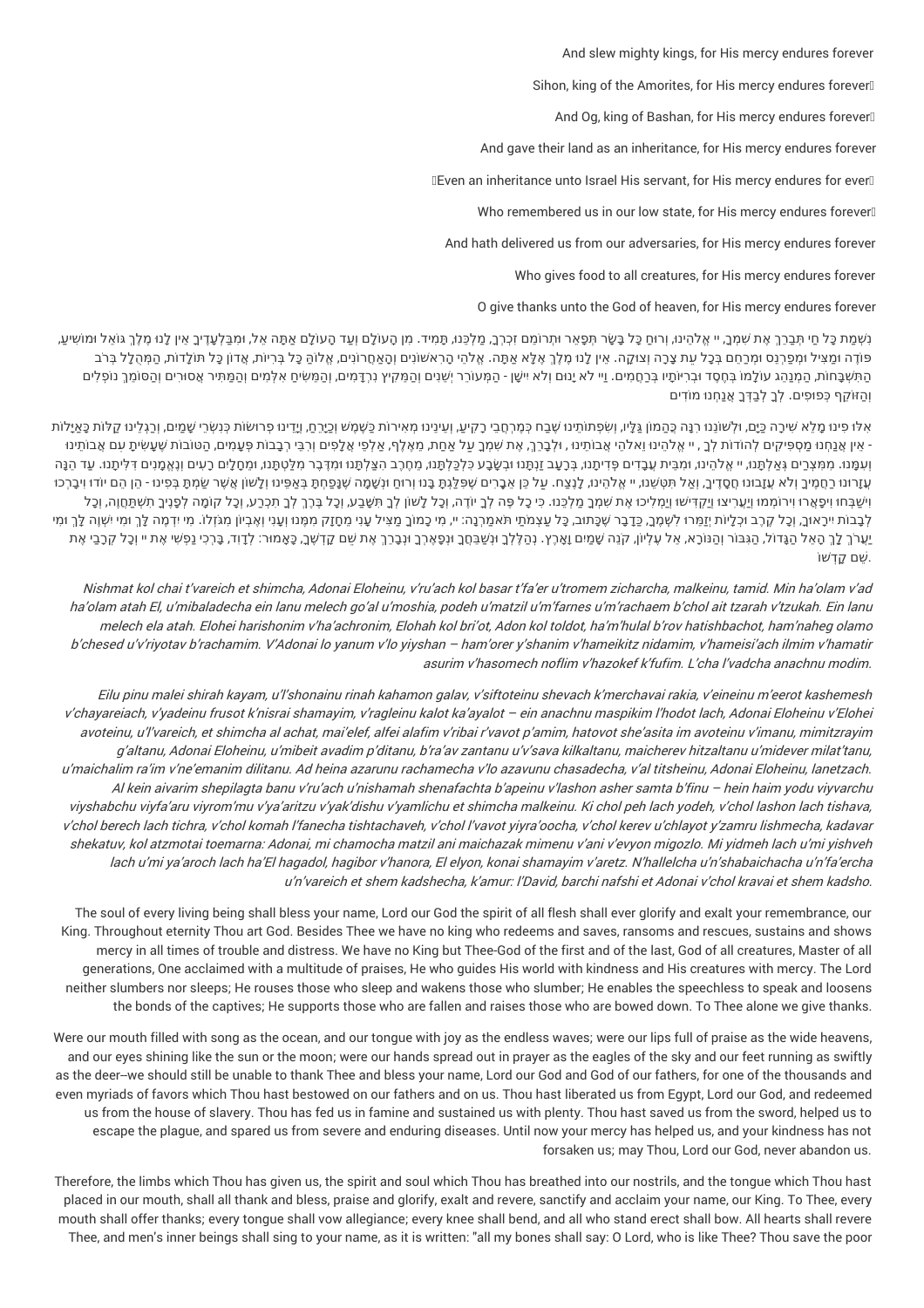And slew mighty kings, for His mercy endures forever

Sihon, king of the Amorites, for His mercy endures forever

And Og, king of Bashan, for His mercy endures forever

And gave their land as an inheritance, for His mercy endures forever

Even an inheritance unto Israel His servant, for His mercy endures for ever

Who remembered us in our low state, for His mercy endures forever

And hath delivered us from our adversaries, for His mercy endures forever

Who gives food to all creatures, for His mercy endures forever

O give thanks unto the God of heaven, for His mercy endures forever

נִשְׁמַת כָּל חַי תְּבָרֵךְ אֶת שִׁמְךָ, יי אֱלֹהֵינוּ, וְרוּחַ כָּל בָּשָׂר תְּפָאֵר וּתְרוֹמֵם זִכְרְךָ, מַלְכֵּנוּ, תָּמִיד. מִן הָעוֹלָם וְעַד הָעוֹלָם אַתָּה אֵל, וּמִבַּלְעָדֶיךָ אֵין לָנוּ מֶלֶךְ גּוֹאֵל וּמוֹשִׁיעַ, פּוֹדֶה וּמַצִּיל וּמְפַרְנֵס וּמְרַחֵם בְּכָל עֵת צָרָה וְצוּקָה. אֵין לָנוּ מֶלֶךְ אֶלָּא אַתָּה. אֱלֹהֵי הָרִאשׁוֹנִים וְהָאַחֲרוֹנִים, אֱלוֹהַּ כָּל בְּרִיּוֹת, אֲדוֹן כָּל תּוֹלָדוֹת, הַמְּהֻלָּל בְּרֹב הַתִּשְׁבָּחוֹת, הַמְנַהֵג עוֹלָמוֹ בְּחֶסֶד וּבְרִיּוֹתָיו בְּרַחֲמִים. וַיי לֹא יָנוּם וְלֹא יִישָׁן - הַמְּעוֹרֵר יְשֵׁנִים וְהַמֵּקִיץ נִרְדָּמִים, וְהַמֵּשִׂיחַ אִלְּמִים וְהַמַּתִּיר אֲסוּרִים וְהַסּוֹמֵךְ נוֹפְלִים וְהַזּוֹקֵף כְּפוּפִים. לְךָ לְבַדְּךָ אֲנַחְנוּ מוֹדִים

אִלּוּ פִינוּ מָלֵא שִׁירָה כַּיָּם, וּלְשׁוֹנֵנוּ רִנָּה כַּהֲמוֹן גַּלָּיו, וְשִׂפְתוֹתֵינוּ שֶׁבַח כְּמֶרְחֲבֵי רָקִיעַ, וְעֵינֵינוּ מְאִירוֹת כַּשֶּׁמֶשׁ וְכַיָּרֵחַ, וְיָדֵינוּ פְרוּשׂוֹת כְּנִשְׁרֵי שָׁמַיִם, וְרַגְלֵינוּ קַלּוֹת כָּאַיָּלוֹת - אֵין אֲנַחְנוּ מַסְפִּיקִים לְהוֹדוֹת לְךָ , יי אֱלֹהֵינוּ וֵאלֹהֵי אֲבוֹתֵינוּ , וּלְבָרֵךְ, אֶת שִׁמְךָ עַל אַחַת, מֵאֶלֶף, אַלְפֵי אֲלָפִים וְרִבֵּי רְבָבוֹת פְּעָמִים, הַטּוֹבוֹת שֶׁעָשִׂיתָ עִם אֲבוֹתֵינוּ וְעִמָּנוּ. מִמִּצְרַיִם גְּאַלְתָּנוּ, יי אֱלֹהֵינוּ, וּמִבֵּית עֲבָדִים פְּדִיתָנוּ, בְּרָעָב זַנְתָּנוּ וּבְשָׂבָע כִּלְכַּלְתָּנוּ, מֵחֶרֶב הִצַּלְתָּנוּ וּמִדֶּבֶר מִלַּטְתָּנוּ, וּמֵחֳלָיִם רָעִים וְנֶאֱמָנִים דִּלִּיתָנוּ. עַד הֵנָּה עֲזָרוּנוּ רַחֲמֶיךָ וְלֹא עֲזָבוּנוּ חֲסָדֶיךָ, וְאַל תִּטְּשֵׁנוּ, יי אֱלֹהֵינוּ, לָנֶצַח. עַל כֵּן אֵבָרִים שֶׁפִּלַּגְתָּ בָּנוּ וְרוּחַ וּנְשָׁמָה שֶׁנָּפַחְתָּ בְּאַפֵּינוּ וְלָשׁוֹן אֲשֶׁר שַׂמְתָּ בְּפִינוּ - הֵן הֵם יוֹדוּ וִיבָרְכוּ וִישַׁבְּחוּ וִיפָאֲרוּ וִירוֹמְמוּ וְיַעֲרִיצוּ וְיַקְדִּישׁוּ וְיַמְלִיכוּ אֶת שִׁמְךָ מַלְכֵּנוּ. כִּי כָל פֶּה לְךָ יוֹדֶה, וְכָל לָשׁוֹן לְךָ תִשָּׁבַע, וְכָל בֶּרֶךְ לְךָ תִכְרַע, וְכָל קוֹמָה לְפָנֶיךָ תִשְׁתַּחֲוֶה, וְכָל לְבָבוֹת יִירָאוּךָ, וְכָל קֶרֶב וּכְלָיוֹת יְזַמְּרוּ לִשְׁמֶךָ, כַּדָּבָר שֶׁכָּתוּב, כָּל עַצְמֹתַי תֹּאמַרְנָה: יי, מִי כָמוֹךָ מַצִּיל עָנִי מֵחָזָק מִמֶּנּוּ וְעָנִי וְאֶבְיוֹן מִגּזְלוֹ. מִי יִדְמֶה לָּךְ וּמִי יִשְׁוֶה לָּךְ וּמִי יַעֲרָךְ לָךְ הָאֵל הַגָּדוֹל, הַגִּבּוֹר וְהַנּוֹרָא, אֵל עֶלְיוֹן, קֹנֵה שָׁמַיִם וָאָרֶץ. נְהַלֶּלְךָ וּנְשַׁבֵּחֲךָ וּנְפָאֶרְךָ וּנְבָרֵךְ אֶת שֵׁם קָדְשֶׁךָ, כָּאָמוּר: לְדָוִד, בָּרְכִי נַפְשִׁי אֶת יי וְכָל קְרָבַי אֶת שֵׁם קָדְשׁוֹ.

*Nishmat kol chai t'vareich et shimcha, Adonai Eloheinu, v'ru'ach kol basar t'fa'er u'tromem zicharcha, malkeinu, tamid. Min ha'olam v'ad ha'olam atah El, u'mibaladecha ein lanu melech go'al u'moshia, podeh u'matzil u'm'farnes u'm'rachaem b'chol ait tzarah v'tzukah. Ein lanu melech ela atah. Elohei harishonim v'ha'achronim, Elohah kol bri'ot, Adon kol toldot, ha'm'hulal b'rov hatishbachot, ham'naheg olamo b'chesed u'v'riyotav b'rachamim. V'Adonai lo yanum v'lo yiyshan – ham'orer y'shanim v'hameikitz nidamim, v'hameisi'ach ilmim v'hamatir asurim v'hasomech noflim v'hazokef k'fufim. L'cha l'vadcha anachnu modim.*

*Eilu pinu malei shirah kayam, u'l'shonainu rinah kahamon galav, v'siftoteinu shevach k'merchavai rakia, v'eineinu m'eerot kashemesh v'chayareiach, v'yadeinu frusot k'nisrai shamayim, v'ragleinu kalot ka'ayalot – ein anachnu maspikim l'hodot lach, Adonai Eloheinu v'Elohei avoteinu, u'l'vareich, et shimcha al achat, mai'elef, alfei alafim v'ribai r'vavot p'amim, hatovot she'asita im avoteinu v'imanu, mimitzrayim g'altanu, Adonai Eloheinu, u'mibeit avadim p'ditanu, b'ra'av zantanu u'v'sava kilkaltanu, maicherev hitzaltanu u'midever milat'tanu, u'maichalim ra'im v'ne'emanim dilitanu. Ad heina azarunu rachamecha v'lo azavunu chasadecha, v'al titsheinu, Adonai Eloheinu, lanetzach. Al kein aivarim shepilagta banu v'ru'ach u'nishamah shenafachta b'apeinu v'lashon asher samta b'finu – hein haim yodu viyvarchu viyshabchu viyfa'aru viyrom'mu v'ya'aritzu v'yak'dishu v'yamlichu et shimcha malkeinu. Ki chol peh lach yodeh, v'chol lashon lach tishava, v'chol berech lach tichra, v'chol komah l'fanecha tishtachaveh, v'chol l'vavot yiyra'oocha, v'chol kerev u'chlayot y'zamru lishmecha, kadavar shekatuv, kol atzmotai toemarna: Adonai, mi chamocha matzil ani maichazak mimenu v'ani v'evyon migozlo. Mi yidmeh lach u'mi yishveh lach u'mi ya'aroch lach ha'El hagadol, hagibor v'hanora, El elyon, konai shamayim v'aretz. N'hallelcha u'n'shabaichacha u'n'fa'ercha u'n'vareich et shem kadshecha, k'amur: l'David, barchi nafshi et Adonai v'chol kravai et shem kadsho.*

The soul of every living being shall bless your name, Lord our God the spirit of all flesh shall ever glorify and exalt your remembrance, our King. Throughout eternity Thou art God. Besides Thee we have no king who redeems and saves, ransoms and rescues, sustains and shows mercy in all times of trouble and distress. We have no King but Thee-God of the first and of the last, God of all creatures, Master of all generations, One acclaimed with a multitude of praises, He who guides His world with kindness and His creatures with mercy. The Lord neither slumbers nor sleeps; He rouses those who sleep and wakens those who slumber; He enables the speechless to speak and loosens the bonds of the captives; He supports those who are fallen and raises those who are bowed down. To Thee alone we give thanks.

Were our mouth filled with song as the ocean, and our tongue with joy as the endless waves; were our lips full of praise as the wide heavens, and our eyes shining like the sun or the moon; were our hands spread out in prayer as the eagles of the sky and our feet running as swiftly as the deer--we should still be unable to thank Thee and bless your name, Lord our God and God of our fathers, for one of the thousands and even myriads of favors which Thou hast bestowed on our fathers and on us. Thou hast liberated us from Egypt, Lord our God, and redeemed us from the house of slavery. Thou has fed us in famine and sustained us with plenty. Thou hast saved us from the sword, helped us to escape the plague, and spared us from severe and enduring diseases. Until now your mercy has helped us, and your kindness has not forsaken us; may Thou, Lord our God, never abandon us.

Therefore, the limbs which Thou has given us, the spirit and soul which Thou has breathed into our nostrils, and the tongue which Thou hast placed in our mouth, shall all thank and bless, praise and glorify, exalt and revere, sanctify and acclaim your name, our King. To Thee, every mouth shall offer thanks; every tongue shall vow allegiance; every knee shall bend, and all who stand erect shall bow. All hearts shall revere Thee, and men's inner beings shall sing to your name, as it is written: "all my bones shall say: O Lord, who is like Thee? Thou save the poor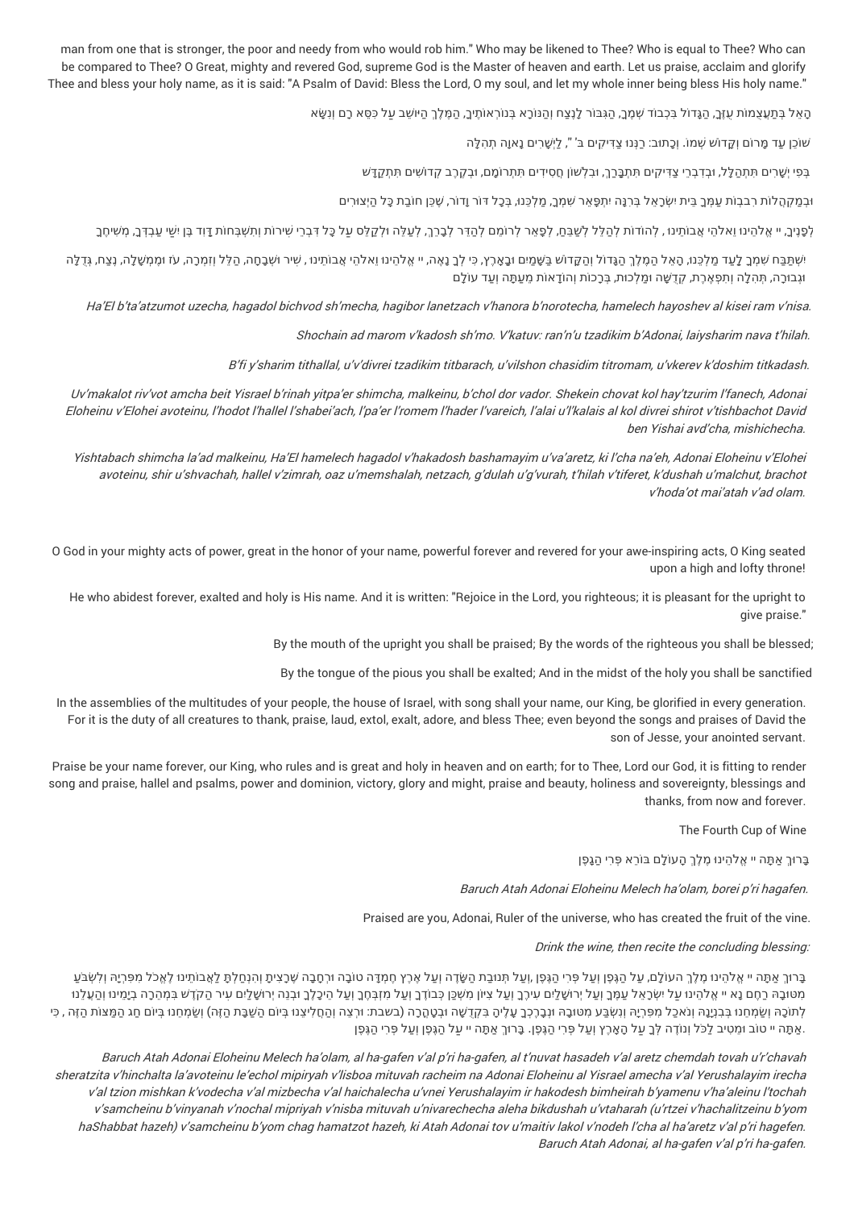man from one that is stronger, the poor and needy from who would rob him." Who may be likened to Thee? Who is equal to Thee? Who can be compared to Thee? O Great, mighty and revered God, supreme God is the Master of heaven and earth. Let us praise, acclaim and glorify Thee and bless your holy name, as it is said: "A Psalm of David: Bless the Lord, O my soul, and let my whole inner being bless His holy name."

הָאֵל בְּתַעֲצֻמוֹת עֻזֶּךָ, הַגָּדוֹל בִּכְבוֹד שְׁמֶךָ, הַגִּבּוֹר לָנֶצַח וְהַנּוֹרָא בְּנוֹרְאוֹתֶיךָ, הַמֶּלֶךְ הַיּוֹשֵׁב עַל כִּסֵּא רָם וְנִשָּׂא

שׁוֹכֵן עַד מָרוֹם וְקָדוֹשׁ שְׁמוֹ. וְכָתוּב: רַנְּנוּ צַדִּיקִים בַּ' ", לַיְשָׁרִים נָאוָה תְהִלָּה

בְּפִי יְשָׁרִים תִּתְהַלָּל, וּבְדִבְרֵי צַדִּיקִים תִּתְבָּרַךְ, וּבִלְשׁוֹן חֲסִידִים תִּתְרוֹמָם, וּבְקֶרֶב קְדוֹשִׁים תִּתְקַדָּשׁ

וּבְמַקְהֲלוֹת רִבְבוֹת עַמְּךָ בֵּית יִשְׂרָאֵל בְּרִנָּה יִתְפָּאַר שִׁמְךָ, מַלְכֵּנוּ, בְּכָל דּוֹר וָדוֹר, שֶׁכֵּן חוֹבַת כָּל הַיְצוּרִים

לְפָנֶיךָ, יי אֱלֹהֵינוּ וֵאלֹהֵי אֲבוֹתֵינוּ, לְהוֹדוֹת לְהַלֵּל לְשַׁבֵּחַ, לְפָאֵר לְרוֹמֵם לְהַדֵּר לְבָרֵךְ, לְעַלֵּה וּלְקַלֵּס עַל כָּל דִּבְרֵי שִׁירוֹת וְתִשְׁבְּחוֹת דָּוִד בֶּן יִשַׁי עַבְדְּךָ, מְשִׁיחֶךָ

יִשְׁתַּבַּח שִׁמְךָ לָעַד מַלְכֵּנוּ, הָאֵל הַמֶּלֶךְ הַגָּדוֹל וְהַקָּדוֹשׁ בַּשָּׁמַיִם וּבָאָרֶץ, כִּי לְךָ נָאֶה, יי אֱלֹהֵינוּ וֵאלֹהֵי אֲבוֹתֵינוּ, שִׁיר וּשְׁבָחָה, הַלֵּל וְזִמְרָה, עֹז וּמֶמְשָׁלָה, נֶצַח, גְּדֻלָּה וּגְבוּרָה, תְּהִלָּה וְתִפְאֶרֶת, קְדֻשָּׁה וּמַלְכוּת, בְּרָכוֹת וְהוֹדָאוֹת מֵעַתָּה וְעַד עוֹלָם

*Ha'El b'ta'atzumot uzecha, hagadol bichvod sh'mecha, hagibor lanetzach v'hanora b'norotecha, hamelech hayoshev al kisei ram v'nisa.*

*Shochain ad marom v'kadosh sh'mo. V'katuv: ran'n'u tzadikim b'Adonai, laiysharim nava t'hilah.*

*B'fi y'sharim tithallal, u'v'divrei tzadikim titbarach, u'vilshon chasidim titromam, u'vkerev k'doshim titkadash.*

*Uv'makalot riv'vot amcha beit Yisrael b'rinah yitpa'er shimcha, malkeinu, b'chol dor vador. Shekein chovat kol hay'tzurim l'fanech, Adonai Eloheinu v'Elohei avoteinu, l'hodot l'hallel l'shabei'ach, l'pa'er l'romem l'hader l'vareich, l'alai u'l'kalais al kol divrei shirot v'tishbachot David ben Yishai avd'cha, mishichecha.*

*Yishtabach shimcha la'ad malkeinu, Ha'El hamelech hagadol v'hakadosh bashamayim v'va'aretz, ki l'cha na'eh, Adonai Eloheinu v'Elohei avoteinu, shir u'shvachah, hallel v'zimrah, oaz u'memshalah, netzach, g'dulah u'g'vurah, t'hilah v'tiferet, k'dushah u'malchut, brachot v'hoda'ot mai'atah v'ad olam.*

O God in your mighty acts of power, great in the honor of your name, powerful forever and revered for your awe-inspiring acts, O King seated upon a high and lofty throne!

He who abidest forever, exalted and holy is His name. And it is written: "Rejoice in the Lord, you righteous; it is pleasant for the upright to give praise."

By the mouth of the upright you shall be praised; By the words of the righteous you shall be blessed;

By the tongue of the pious you shall be exalted; And in the midst of the holy you shall be sanctified

In the assemblies of the multitudes of your people, the house of Israel, with song shall your name, our King, be glorified in every generation. For it is the duty of all creatures to thank, praise, laud, extol, exalt, adore, and bless Thee; even beyond the songs and praises of David the son of Jesse, your anointed servant.

Praise be your name forever, our King, who rules and is great and holy in heaven and on earth; for to Thee, Lord our God, it is fitting to render song and praise, hallel and psalms, power and dominion, victory, glory and might, praise and beauty, holiness and sovereignty, blessings and thanks, from now and forever.

The Fourth Cup of Wine

בָּרוּךְ אַתָּה יי אֱלֹהֵינוּ מֶלֶךְ הָעוֹלָם בּוֹרֵא פְּרִי הַגָּפֶן

*Baruch Atah Adonai Eloheinu Melech ha'olam, borei p'ri hagafen.*

Praised are you, Adonai, Ruler of the universe, who has created the fruit of the vine.

*Drink the wine, then recite the concluding blessing:*

בָּרוּךְ אַתָּה יי אֱלֹהֵינוּ מֶלֶךְ הָעוֹלָם, עַל הַגֶּפֶן וְעַל פְּרִי הַגֶּפֶן ,וְעַל תְּנוּבַת הַשָּׂדֶה וְעַל אֶרֶץ חֶמְדָּה טוֹבָה וּרְחָבָה שֶׁרָצִיתָ וְהִנְחַלְתָּ לַאֲבוֹתֵינוּ לֶאֱכֹל מִפִּרְיָהּ וְלִשְׂבֹּעַ מִטּוּבָהּ רַחֵם נָא יי אֱלֹהֵינוּ עַל יִשְׂרָאֵל עַמֶּךָ וְעַל יְרוּשָׁלַיִם עִירֶךָ וְעַל צִיּוֹן מִשְׁכַּן כְּבוֹדֶךָ וְעַל מִזְבְּחֶךָ וְעַל הֵיכָלֶךָ וּבְנֵה יְרוּשָׁלַיִם עִיר הַקֹּדֶשׁ בִּמְהֵרָה בְיָמֵינוּ וְהַעֲלֵנוּ לְתוֹכָהּ וְשַׂמְּחֵנוּ בְּבִנְיָנָהּ וְנֹאכַל מִפִּרְיָהּ וְנִשְׂבַּע מִטּוּבָהּ וּנְבָרֶכְךָ עָלֶיהָ בִּקְדֻשָּׁה וּבְטָהֳרָה (בשבת: וּרְצֵה וְהַחֲלִיצֵנוּ בְּיוֹם הַשַּׁבָּת הַזֶּה) וְשַׂמְּחֵנוּ בְּיוֹם חַג הַמַּצּוֹת הַזֶּה , כִּי אַתָּה יי טוֹב וּמֵטִיב לַכֹּל וְנוֹדֶה לְּךָ עַל הָאָרֶץ וְעַל פְּרִי הַגָּפֶן. בָּרוּךְ אַתָּה יי עַל הַגֶּפֶן וְעַל פְּרִי הַגָּפֶן.

*Baruch Atah Adonai Eloheinu Melech ha'olam, al ha-gafen v'al p'ri ha-gafen, al t'nuvat hasadeh v'al aretz chemdah tovah u'r'chavah sheratzita v'hinchalta la'avoteinu le'echol mipiryah v'lisboa mituvah racheim na Adonai Eloheinu al Yisrael amecha v'al Yerushalayim irecha v'al tzion mishkan k'vodecha v'al mizbecha v'al haichalecha u'vnei Yerushalayim ir hakodesh bimheirah b'yamenu v'ha'aleinu l'tochah v'samcheinu b'vinyanah v'nochal mipiryah v'nisba mituvah v'nivarechecha aleha bikdushah u'vtaharah (u'rtzei v'hachalitzeinu b'yom haShabbat hazeh) v'samcheinu b'yom chag hamatzot hazeh, ki Atah Adonai tov u'maitiv lakol v'nodeh l'cha al ha'aretz v'al p'ri hagefen. Baruch Atah Adonai, al ha-gafen v'al p'ri ha-gafen.*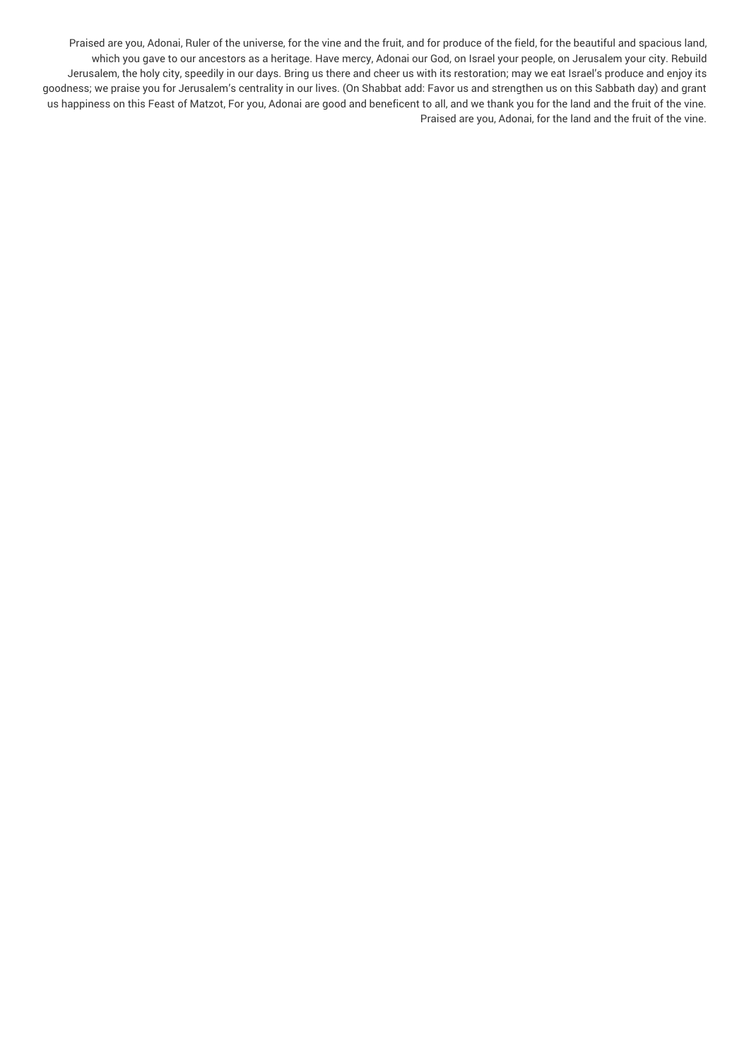Praised are you, Adonai, Ruler of the universe, for the vine and the fruit, and for produce of the field, for the beautiful and spacious land, which you gave to our ancestors as a heritage. Have mercy, Adonai our God, on Israel your people, on Jerusalem your city. Rebuild Jerusalem, the holy city, speedily in our days. Bring us there and cheer us with its restoration; may we eat Israel's produce and enjoy its goodness; we praise you for Jerusalem's centrality in our lives. (On Shabbat add: Favor us and strengthen us on this Sabbath day) and grant us happiness on this Feast of Matzot, For you, Adonai are good and beneficent to all, and we thank you for the land and the fruit of the vine. Praised are you, Adonai, for the land and the fruit of the vine.